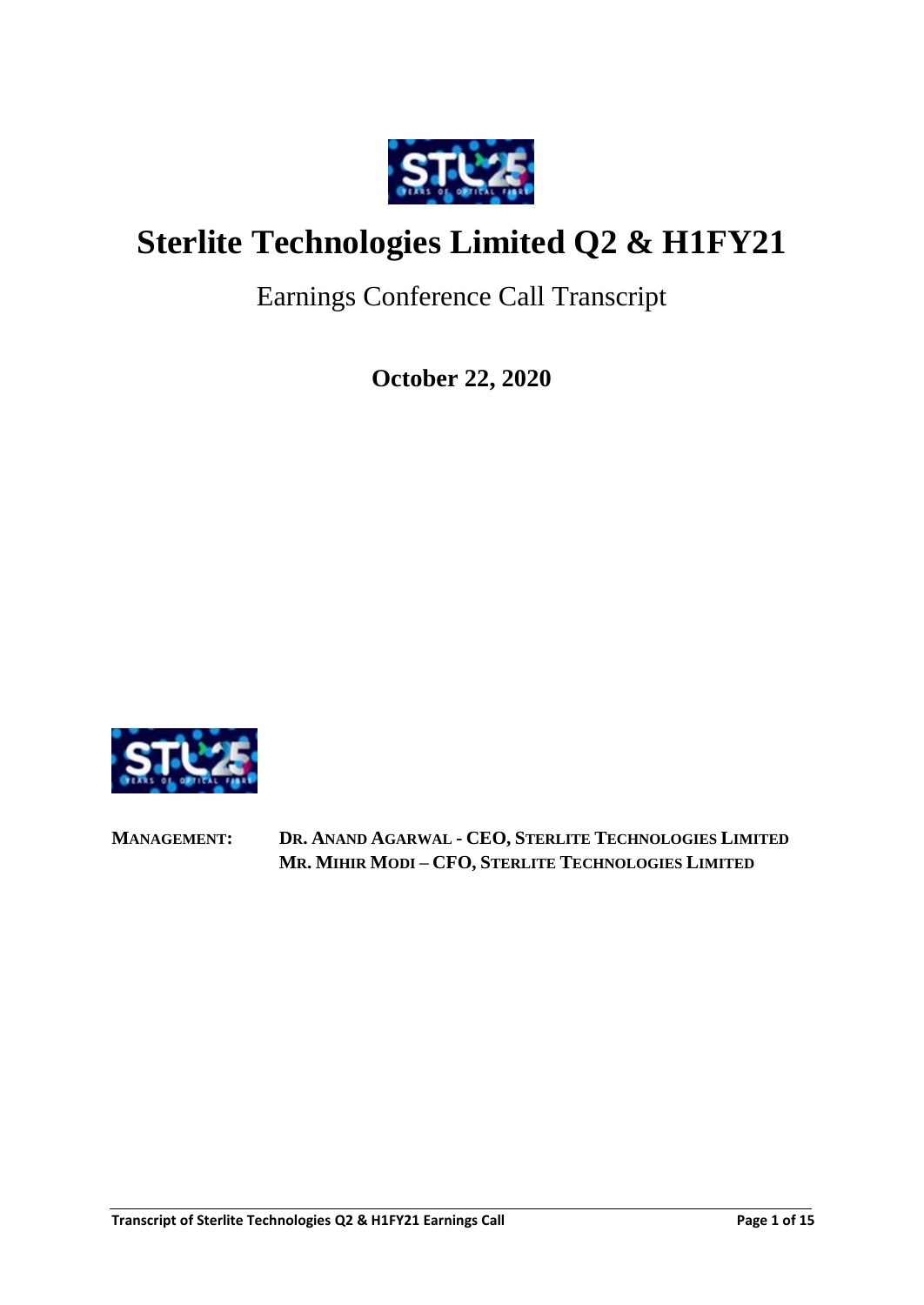# Sterlite Technologies Limited Q2 & H1FY21

Earnings Conference Call Transcript

**October 22, 2020**

**MANAGEMENT:** **DR. ANAND AGARWAL - CEO, STERLITE TECHNOLOGIES LIMITED**
**MR. MIHIR MODI – CFO, STERLITE TECHNOLOGIES LIMITED**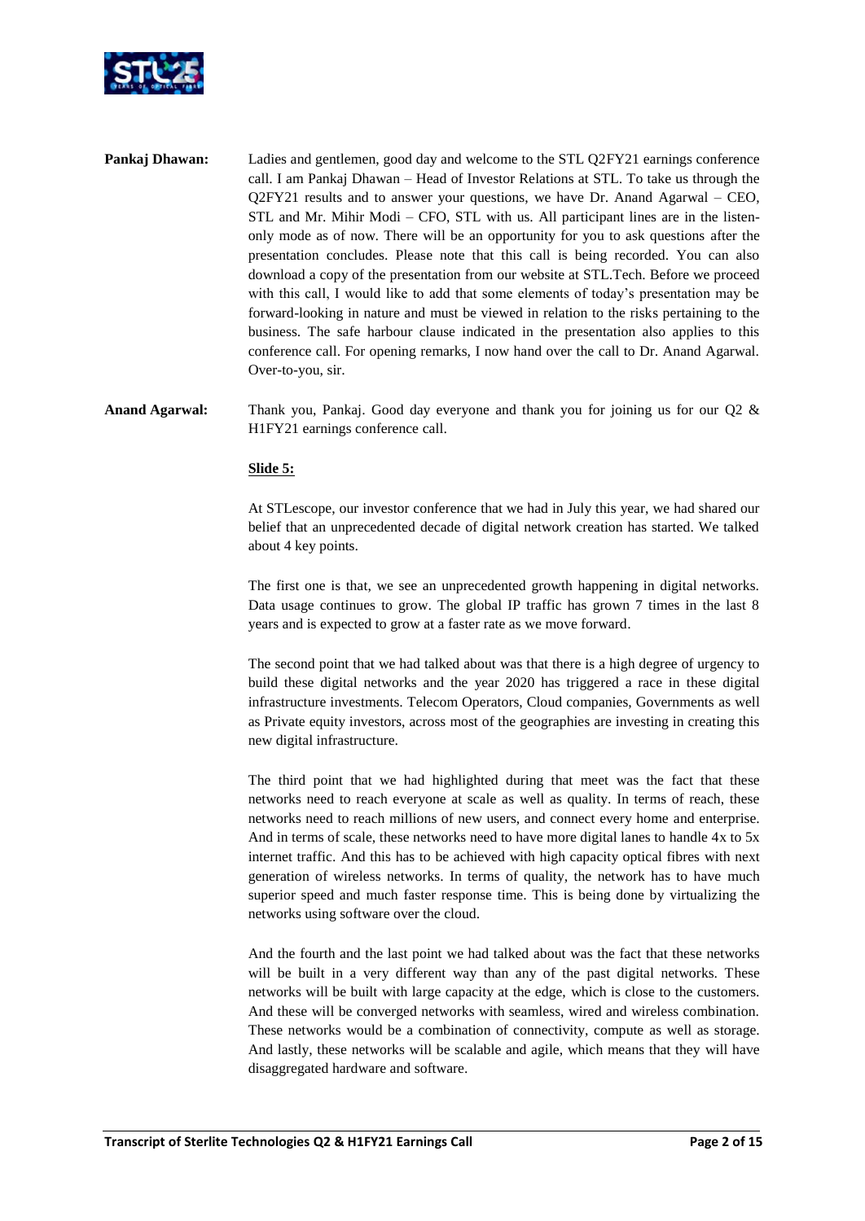**Pankaj Dhawan:** Ladies and gentlemen, good day and welcome to the STL Q2FY21 earnings conference call. I am Pankaj Dhawan – Head of Investor Relations at STL. To take us through the Q2FY21 results and to answer your questions, we have Dr. Anand Agarwal – CEO, STL and Mr. Mihir Modi – CFO, STL with us. All participant lines are in the listen-only mode as of now. There will be an opportunity for you to ask questions after the presentation concludes. Please note that this call is being recorded. You can also download a copy of the presentation from our website at STL.Tech. Before we proceed with this call, I would like to add that some elements of today's presentation may be forward-looking in nature and must be viewed in relation to the risks pertaining to the business. The safe harbour clause indicated in the presentation also applies to this conference call. For opening remarks, I now hand over the call to Dr. Anand Agarwal. Over-to-you, sir.

**Anand Agarwal:** Thank you, Pankaj. Good day everyone and thank you for joining us for our Q2 & H1FY21 earnings conference call.

**Slide 5:**

At STLescope, our investor conference that we had in July this year, we had shared our belief that an unprecedented decade of digital network creation has started. We talked about 4 key points.

The first one is that, we see an unprecedented growth happening in digital networks. Data usage continues to grow. The global IP traffic has grown 7 times in the last 8 years and is expected to grow at a faster rate as we move forward.

The second point that we had talked about was that there is a high degree of urgency to build these digital networks and the year 2020 has triggered a race in these digital infrastructure investments. Telecom Operators, Cloud companies, Governments as well as Private equity investors, across most of the geographies are investing in creating this new digital infrastructure.

The third point that we had highlighted during that meet was the fact that these networks need to reach everyone at scale as well as quality. In terms of reach, these networks need to reach millions of new users, and connect every home and enterprise. And in terms of scale, these networks need to have more digital lanes to handle 4x to 5x internet traffic. And this has to be achieved with high capacity optical fibres with next generation of wireless networks. In terms of quality, the network has to have much superior speed and much faster response time. This is being done by virtualizing the networks using software over the cloud.

And the fourth and the last point we had talked about was the fact that these networks will be built in a very different way than any of the past digital networks. These networks will be built with large capacity at the edge, which is close to the customers. And these will be converged networks with seamless, wired and wireless combination. These networks would be a combination of connectivity, compute as well as storage. And lastly, these networks will be scalable and agile, which means that they will have disaggregated hardware and software.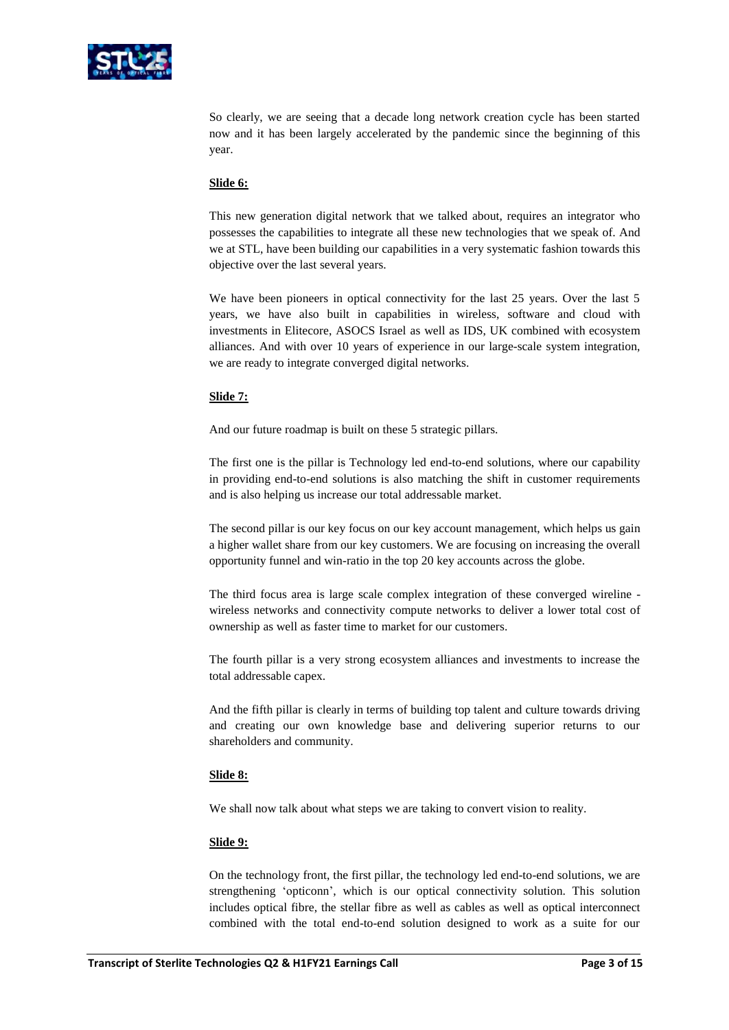So clearly, we are seeing that a decade long network creation cycle has been started now and it has been largely accelerated by the pandemic since the beginning of this year.

**Slide 6:**

This new generation digital network that we talked about, requires an integrator who possesses the capabilities to integrate all these new technologies that we speak of. And we at STL, have been building our capabilities in a very systematic fashion towards this objective over the last several years.

We have been pioneers in optical connectivity for the last 25 years. Over the last 5 years, we have also built in capabilities in wireless, software and cloud with investments in Elitecore, ASOCS Israel as well as IDS, UK combined with ecosystem alliances. And with over 10 years of experience in our large-scale system integration, we are ready to integrate converged digital networks.

**Slide 7:**

And our future roadmap is built on these 5 strategic pillars.

The first one is the pillar is Technology led end-to-end solutions, where our capability in providing end-to-end solutions is also matching the shift in customer requirements and is also helping us increase our total addressable market.

The second pillar is our key focus on our key account management, which helps us gain a higher wallet share from our key customers. We are focusing on increasing the overall opportunity funnel and win-ratio in the top 20 key accounts across the globe.

The third focus area is large scale complex integration of these converged wireline - wireless networks and connectivity compute networks to deliver a lower total cost of ownership as well as faster time to market for our customers.

The fourth pillar is a very strong ecosystem alliances and investments to increase the total addressable capex.

And the fifth pillar is clearly in terms of building top talent and culture towards driving and creating our own knowledge base and delivering superior returns to our shareholders and community.

**Slide 8:**

We shall now talk about what steps we are taking to convert vision to reality.

**Slide 9:**

On the technology front, the first pillar, the technology led end-to-end solutions, we are strengthening 'opticonn', which is our optical connectivity solution. This solution includes optical fibre, the stellar fibre as well as cables as well as optical interconnect combined with the total end-to-end solution designed to work as a suite for our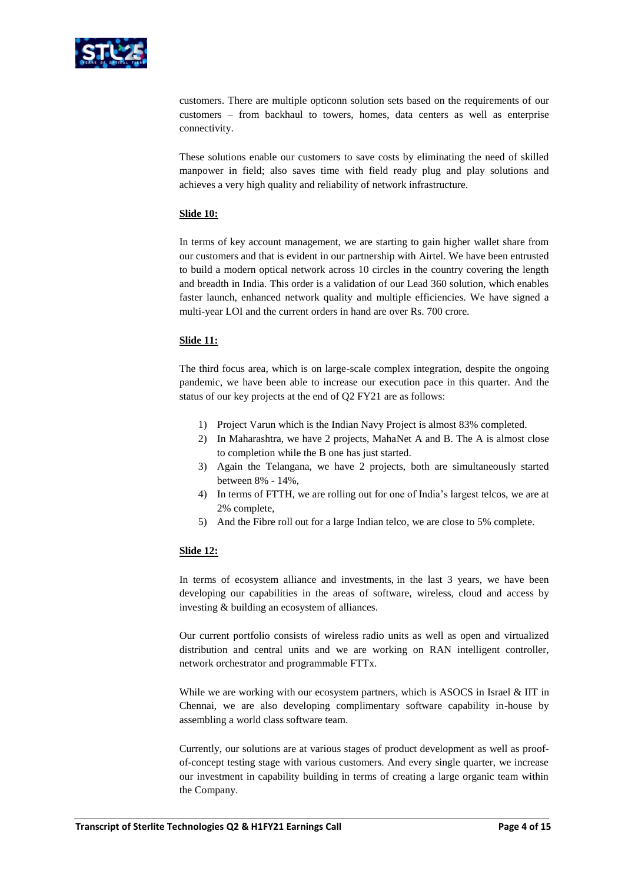customers. There are multiple opticonn solution sets based on the requirements of our customers – from backhaul to towers, homes, data centers as well as enterprise connectivity.

These solutions enable our customers to save costs by eliminating the need of skilled manpower in field; also saves time with field ready plug and play solutions and achieves a very high quality and reliability of network infrastructure.

**Slide 10:**

In terms of key account management, we are starting to gain higher wallet share from our customers and that is evident in our partnership with Airtel. We have been entrusted to build a modern optical network across 10 circles in the country covering the length and breadth in India. This order is a validation of our Lead 360 solution, which enables faster launch, enhanced network quality and multiple efficiencies. We have signed a multi-year LOI and the current orders in hand are over Rs. 700 crore.

**Slide 11:**

The third focus area, which is on large-scale complex integration, despite the ongoing pandemic, we have been able to increase our execution pace in this quarter. And the status of our key projects at the end of Q2 FY21 are as follows:

1) Project Varun which is the Indian Navy Project is almost 83% completed.
2) In Maharashtra, we have 2 projects, MahaNet A and B. The A is almost close to completion while the B one has just started.
3) Again the Telangana, we have 2 projects, both are simultaneously started between 8% - 14%,
4) In terms of FTTH, we are rolling out for one of India's largest telcos, we are at 2% complete,
5) And the Fibre roll out for a large Indian telco, we are close to 5% complete.

**Slide 12:**

In terms of ecosystem alliance and investments, in the last 3 years, we have been developing our capabilities in the areas of software, wireless, cloud and access by investing & building an ecosystem of alliances.

Our current portfolio consists of wireless radio units as well as open and virtualized distribution and central units and we are working on RAN intelligent controller, network orchestrator and programmable FTTx.

While we are working with our ecosystem partners, which is ASOCS in Israel & IIT in Chennai, we are also developing complimentary software capability in-house by assembling a world class software team.

Currently, our solutions are at various stages of product development as well as proof-of-concept testing stage with various customers. And every single quarter, we increase our investment in capability building in terms of creating a large organic team within the Company.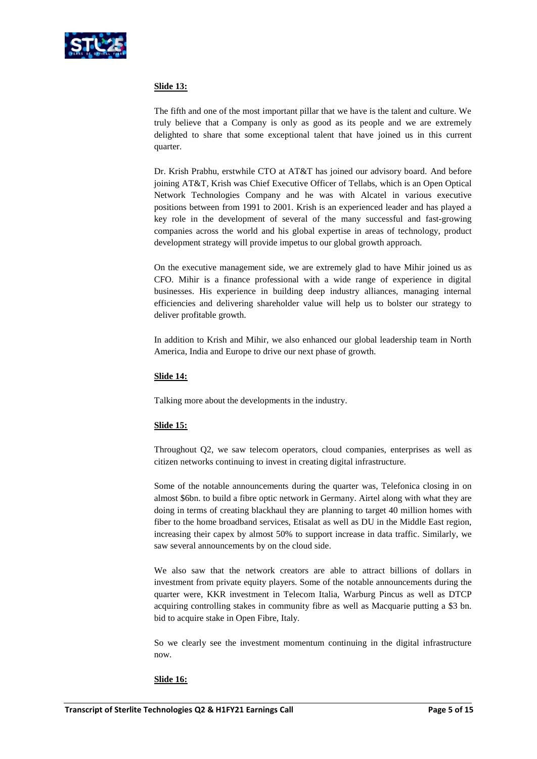**Slide 13:**

The fifth and one of the most important pillar that we have is the talent and culture. We truly believe that a Company is only as good as its people and we are extremely delighted to share that some exceptional talent that have joined us in this current quarter.

Dr. Krish Prabhu, erstwhile CTO at AT&T has joined our advisory board. And before joining AT&T, Krish was Chief Executive Officer of Tellabs, which is an Open Optical Network Technologies Company and he was with Alcatel in various executive positions between from 1991 to 2001. Krish is an experienced leader and has played a key role in the development of several of the many successful and fast-growing companies across the world and his global expertise in areas of technology, product development strategy will provide impetus to our global growth approach.

On the executive management side, we are extremely glad to have Mihir joined us as CFO. Mihir is a finance professional with a wide range of experience in digital businesses. His experience in building deep industry alliances, managing internal efficiencies and delivering shareholder value will help us to bolster our strategy to deliver profitable growth.

In addition to Krish and Mihir, we also enhanced our global leadership team in North America, India and Europe to drive our next phase of growth.

**Slide 14:**

Talking more about the developments in the industry.

**Slide 15:**

Throughout Q2, we saw telecom operators, cloud companies, enterprises as well as citizen networks continuing to invest in creating digital infrastructure.

Some of the notable announcements during the quarter was, Telefonica closing in on almost $6bn. to build a fibre optic network in Germany. Airtel along with what they are doing in terms of creating blackhaul they are planning to target 40 million homes with fiber to the home broadband services, Etisalat as well as DU in the Middle East region, increasing their capex by almost 50% to support increase in data traffic. Similarly, we saw several announcements by on the cloud side.

We also saw that the network creators are able to attract billions of dollars in investment from private equity players. Some of the notable announcements during the quarter were, KKR investment in Telecom Italia, Warburg Pincus as well as DTCP acquiring controlling stakes in community fibre as well as Macquarie putting a $3 bn. bid to acquire stake in Open Fibre, Italy.

So we clearly see the investment momentum continuing in the digital infrastructure now.

**Slide 16:**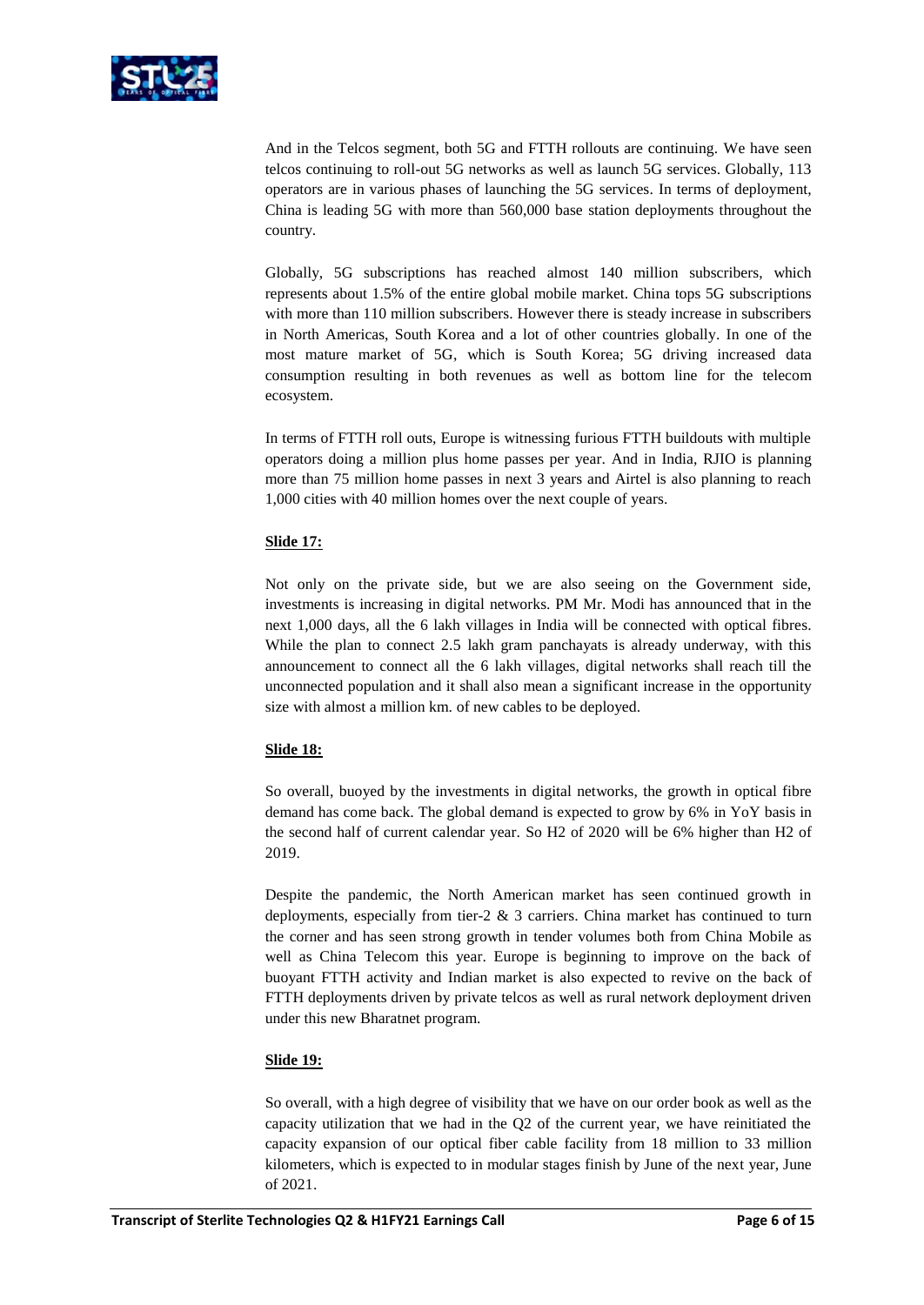And in the Telcos segment, both 5G and FTTH rollouts are continuing. We have seen telcos continuing to roll-out 5G networks as well as launch 5G services. Globally, 113 operators are in various phases of launching the 5G services. In terms of deployment, China is leading 5G with more than 560,000 base station deployments throughout the country.

Globally, 5G subscriptions has reached almost 140 million subscribers, which represents about 1.5% of the entire global mobile market. China tops 5G subscriptions with more than 110 million subscribers. However there is steady increase in subscribers in North Americas, South Korea and a lot of other countries globally. In one of the most mature market of 5G, which is South Korea; 5G driving increased data consumption resulting in both revenues as well as bottom line for the telecom ecosystem.

In terms of FTTH roll outs, Europe is witnessing furious FTTH buildouts with multiple operators doing a million plus home passes per year. And in India, RJIO is planning more than 75 million home passes in next 3 years and Airtel is also planning to reach 1,000 cities with 40 million homes over the next couple of years.

**Slide 17:**

Not only on the private side, but we are also seeing on the Government side, investments is increasing in digital networks. PM Mr. Modi has announced that in the next 1,000 days, all the 6 lakh villages in India will be connected with optical fibres. While the plan to connect 2.5 lakh gram panchayats is already underway, with this announcement to connect all the 6 lakh villages, digital networks shall reach till the unconnected population and it shall also mean a significant increase in the opportunity size with almost a million km. of new cables to be deployed.

**Slide 18:**

So overall, buoyed by the investments in digital networks, the growth in optical fibre demand has come back. The global demand is expected to grow by 6% in YoY basis in the second half of current calendar year. So H2 of 2020 will be 6% higher than H2 of 2019.

Despite the pandemic, the North American market has seen continued growth in deployments, especially from tier-2 & 3 carriers. China market has continued to turn the corner and has seen strong growth in tender volumes both from China Mobile as well as China Telecom this year. Europe is beginning to improve on the back of buoyant FTTH activity and Indian market is also expected to revive on the back of FTTH deployments driven by private telcos as well as rural network deployment driven under this new Bharatnet program.

**Slide 19:**

So overall, with a high degree of visibility that we have on our order book as well as the capacity utilization that we had in the Q2 of the current year, we have reinitiated the capacity expansion of our optical fiber cable facility from 18 million to 33 million kilometers, which is expected to in modular stages finish by June of the next year, June of 2021.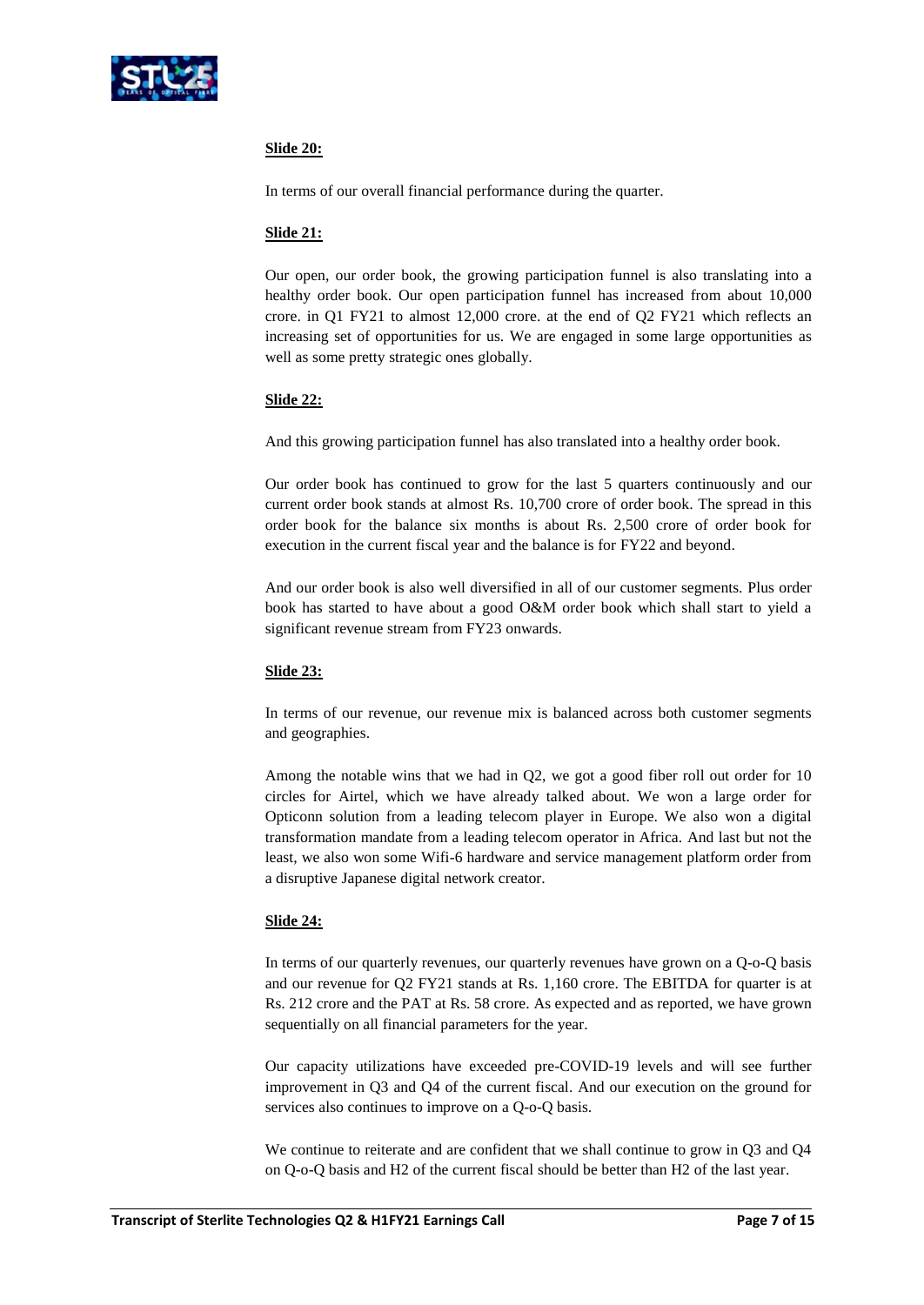**Slide 20:**

In terms of our overall financial performance during the quarter.

**Slide 21:**

Our open, our order book, the growing participation funnel is also translating into a healthy order book. Our open participation funnel has increased from about 10,000 crore. in Q1 FY21 to almost 12,000 crore. at the end of Q2 FY21 which reflects an increasing set of opportunities for us. We are engaged in some large opportunities as well as some pretty strategic ones globally.

**Slide 22:**

And this growing participation funnel has also translated into a healthy order book.

Our order book has continued to grow for the last 5 quarters continuously and our current order book stands at almost Rs. 10,700 crore of order book. The spread in this order book for the balance six months is about Rs. 2,500 crore of order book for execution in the current fiscal year and the balance is for FY22 and beyond.

And our order book is also well diversified in all of our customer segments. Plus order book has started to have about a good O&M order book which shall start to yield a significant revenue stream from FY23 onwards.

**Slide 23:**

In terms of our revenue, our revenue mix is balanced across both customer segments and geographies.

Among the notable wins that we had in Q2, we got a good fiber roll out order for 10 circles for Airtel, which we have already talked about. We won a large order for Opticonn solution from a leading telecom player in Europe. We also won a digital transformation mandate from a leading telecom operator in Africa. And last but not the least, we also won some Wifi-6 hardware and service management platform order from a disruptive Japanese digital network creator.

**Slide 24:**

In terms of our quarterly revenues, our quarterly revenues have grown on a Q-o-Q basis and our revenue for Q2 FY21 stands at Rs. 1,160 crore. The EBITDA for quarter is at Rs. 212 crore and the PAT at Rs. 58 crore. As expected and as reported, we have grown sequentially on all financial parameters for the year.

Our capacity utilizations have exceeded pre-COVID-19 levels and will see further improvement in Q3 and Q4 of the current fiscal. And our execution on the ground for services also continues to improve on a Q-o-Q basis.

We continue to reiterate and are confident that we shall continue to grow in Q3 and Q4 on Q-o-Q basis and H2 of the current fiscal should be better than H2 of the last year.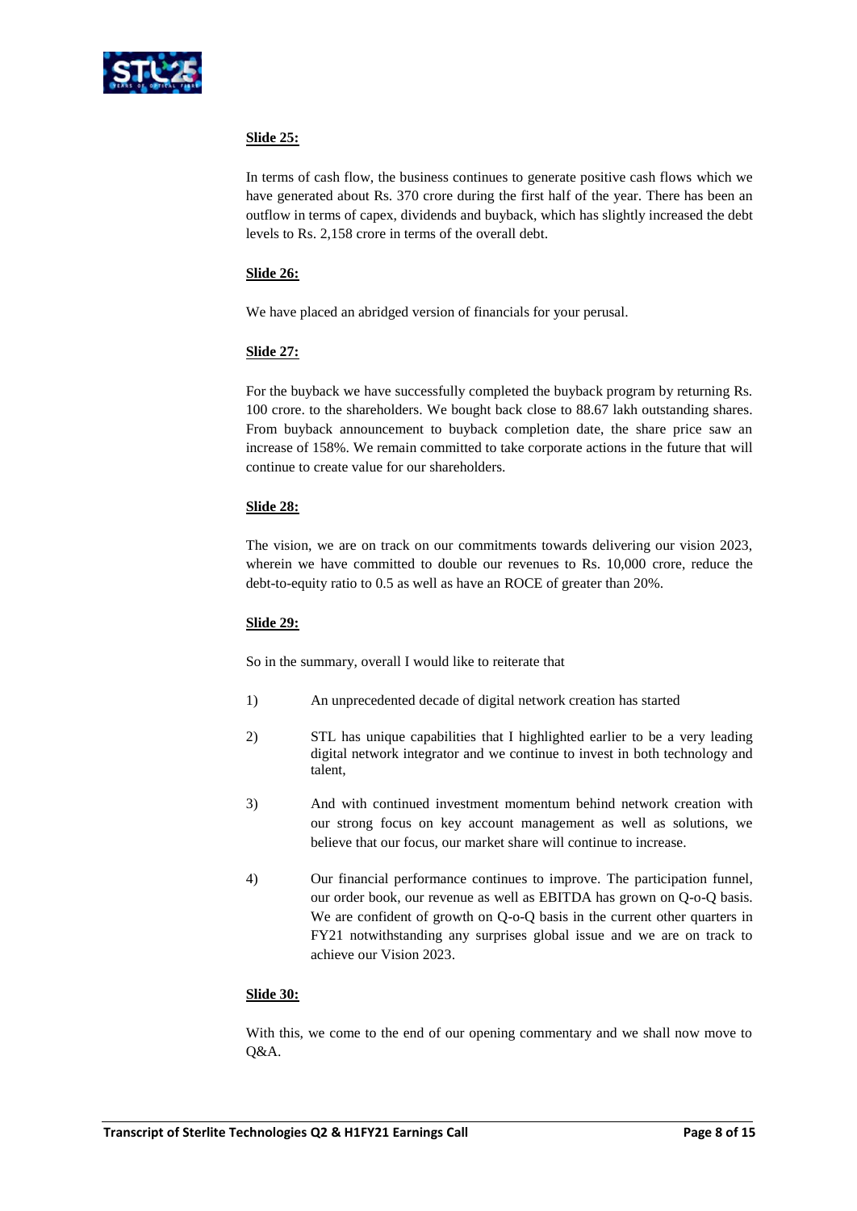**Slide 25:**

In terms of cash flow, the business continues to generate positive cash flows which we have generated about Rs. 370 crore during the first half of the year. There has been an outflow in terms of capex, dividends and buyback, which has slightly increased the debt levels to Rs. 2,158 crore in terms of the overall debt.

**Slide 26:**

We have placed an abridged version of financials for your perusal.

**Slide 27:**

For the buyback we have successfully completed the buyback program by returning Rs. 100 crore. to the shareholders. We bought back close to 88.67 lakh outstanding shares. From buyback announcement to buyback completion date, the share price saw an increase of 158%. We remain committed to take corporate actions in the future that will continue to create value for our shareholders.

**Slide 28:**

The vision, we are on track on our commitments towards delivering our vision 2023, wherein we have committed to double our revenues to Rs. 10,000 crore, reduce the debt-to-equity ratio to 0.5 as well as have an ROCE of greater than 20%.

**Slide 29:**

So in the summary, overall I would like to reiterate that

1) An unprecedented decade of digital network creation has started

2) STL has unique capabilities that I highlighted earlier to be a very leading digital network integrator and we continue to invest in both technology and talent,

3) And with continued investment momentum behind network creation with our strong focus on key account management as well as solutions, we believe that our focus, our market share will continue to increase.

4) Our financial performance continues to improve. The participation funnel, our order book, our revenue as well as EBITDA has grown on Q-o-Q basis. We are confident of growth on Q-o-Q basis in the current other quarters in FY21 notwithstanding any surprises global issue and we are on track to achieve our Vision 2023.

**Slide 30:**

With this, we come to the end of our opening commentary and we shall now move to Q&A.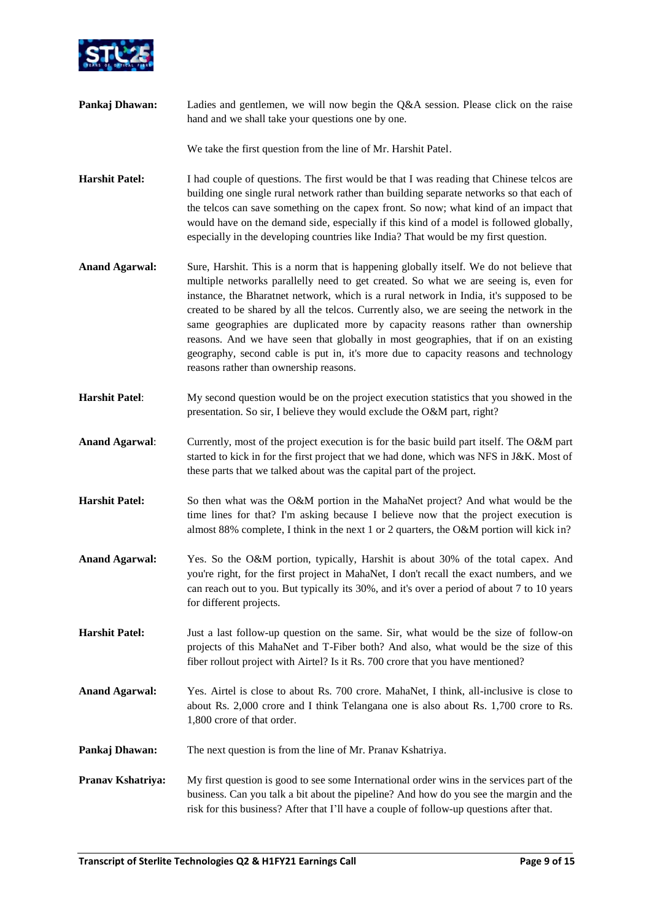**Pankaj Dhawan:** Ladies and gentlemen, we will now begin the Q&A session. Please click on the raise hand and we shall take your questions one by one.

We take the first question from the line of Mr. Harshit Patel.

**Harshit Patel:** I had couple of questions. The first would be that I was reading that Chinese telcos are building one single rural network rather than building separate networks so that each of the telcos can save something on the capex front. So now; what kind of an impact that would have on the demand side, especially if this kind of a model is followed globally, especially in the developing countries like India? That would be my first question.

**Anand Agarwal:** Sure, Harshit. This is a norm that is happening globally itself. We do not believe that multiple networks parallelly need to get created. So what we are seeing is, even for instance, the Bharatnet network, which is a rural network in India, it's supposed to be created to be shared by all the telcos. Currently also, we are seeing the network in the same geographies are duplicated more by capacity reasons rather than ownership reasons. And we have seen that globally in most geographies, that if on an existing geography, second cable is put in, it's more due to capacity reasons and technology reasons rather than ownership reasons.

**Harshit Patel**: My second question would be on the project execution statistics that you showed in the presentation. So sir, I believe they would exclude the O&M part, right?

**Anand Agarwal**: Currently, most of the project execution is for the basic build part itself. The O&M part started to kick in for the first project that we had done, which was NFS in J&K. Most of these parts that we talked about was the capital part of the project.

**Harshit Patel:** So then what was the O&M portion in the MahaNet project? And what would be the time lines for that? I'm asking because I believe now that the project execution is almost 88% complete, I think in the next 1 or 2 quarters, the O&M portion will kick in?

**Anand Agarwal:** Yes. So the O&M portion, typically, Harshit is about 30% of the total capex. And you're right, for the first project in MahaNet, I don't recall the exact numbers, and we can reach out to you. But typically its 30%, and it's over a period of about 7 to 10 years for different projects.

**Harshit Patel:** Just a last follow-up question on the same. Sir, what would be the size of follow-on projects of this MahaNet and T-Fiber both? And also, what would be the size of this fiber rollout project with Airtel? Is it Rs. 700 crore that you have mentioned?

**Anand Agarwal:** Yes. Airtel is close to about Rs. 700 crore. MahaNet, I think, all-inclusive is close to about Rs. 2,000 crore and I think Telangana one is also about Rs. 1,700 crore to Rs. 1,800 crore of that order.

**Pankaj Dhawan:** The next question is from the line of Mr. Pranav Kshatriya.

**Pranav Kshatriya:** My first question is good to see some International order wins in the services part of the business. Can you talk a bit about the pipeline? And how do you see the margin and the risk for this business? After that I'll have a couple of follow-up questions after that.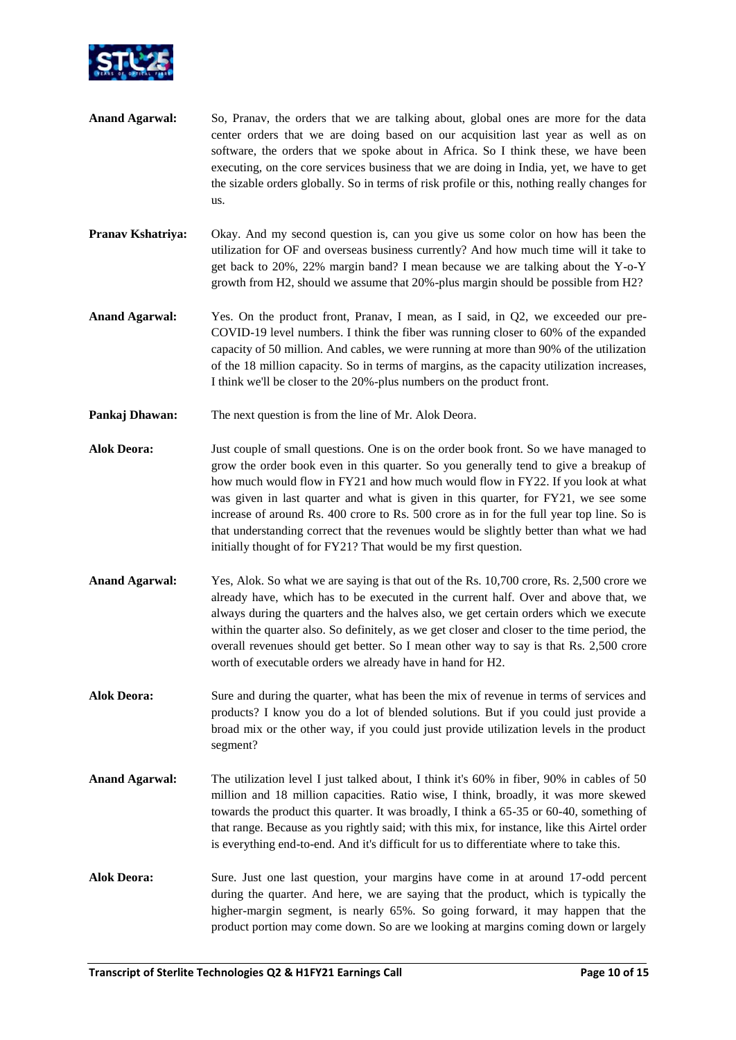**Anand Agarwal:** So, Pranav, the orders that we are talking about, global ones are more for the data center orders that we are doing based on our acquisition last year as well as on software, the orders that we spoke about in Africa. So I think these, we have been executing, on the core services business that we are doing in India, yet, we have to get the sizable orders globally. So in terms of risk profile or this, nothing really changes for us.

**Pranav Kshatriya:** Okay. And my second question is, can you give us some color on how has been the utilization for OF and overseas business currently? And how much time will it take to get back to 20%, 22% margin band? I mean because we are talking about the Y-o-Y growth from H2, should we assume that 20%-plus margin should be possible from H2?

**Anand Agarwal:** Yes. On the product front, Pranav, I mean, as I said, in Q2, we exceeded our pre-COVID-19 level numbers. I think the fiber was running closer to 60% of the expanded capacity of 50 million. And cables, we were running at more than 90% of the utilization of the 18 million capacity. So in terms of margins, as the capacity utilization increases, I think we'll be closer to the 20%-plus numbers on the product front.

**Pankaj Dhawan:** The next question is from the line of Mr. Alok Deora.

**Alok Deora:** Just couple of small questions. One is on the order book front. So we have managed to grow the order book even in this quarter. So you generally tend to give a breakup of how much would flow in FY21 and how much would flow in FY22. If you look at what was given in last quarter and what is given in this quarter, for FY21, we see some increase of around Rs. 400 crore to Rs. 500 crore as in for the full year top line. So is that understanding correct that the revenues would be slightly better than what we had initially thought of for FY21? That would be my first question.

**Anand Agarwal:** Yes, Alok. So what we are saying is that out of the Rs. 10,700 crore, Rs. 2,500 crore we already have, which has to be executed in the current half. Over and above that, we always during the quarters and the halves also, we get certain orders which we execute within the quarter also. So definitely, as we get closer and closer to the time period, the overall revenues should get better. So I mean other way to say is that Rs. 2,500 crore worth of executable orders we already have in hand for H2.

**Alok Deora:** Sure and during the quarter, what has been the mix of revenue in terms of services and products? I know you do a lot of blended solutions. But if you could just provide a broad mix or the other way, if you could just provide utilization levels in the product segment?

**Anand Agarwal:** The utilization level I just talked about, I think it's 60% in fiber, 90% in cables of 50 million and 18 million capacities. Ratio wise, I think, broadly, it was more skewed towards the product this quarter. It was broadly, I think a 65-35 or 60-40, something of that range. Because as you rightly said; with this mix, for instance, like this Airtel order is everything end-to-end. And it's difficult for us to differentiate where to take this.

**Alok Deora:** Sure. Just one last question, your margins have come in at around 17-odd percent during the quarter. And here, we are saying that the product, which is typically the higher-margin segment, is nearly 65%. So going forward, it may happen that the product portion may come down. So are we looking at margins coming down or largely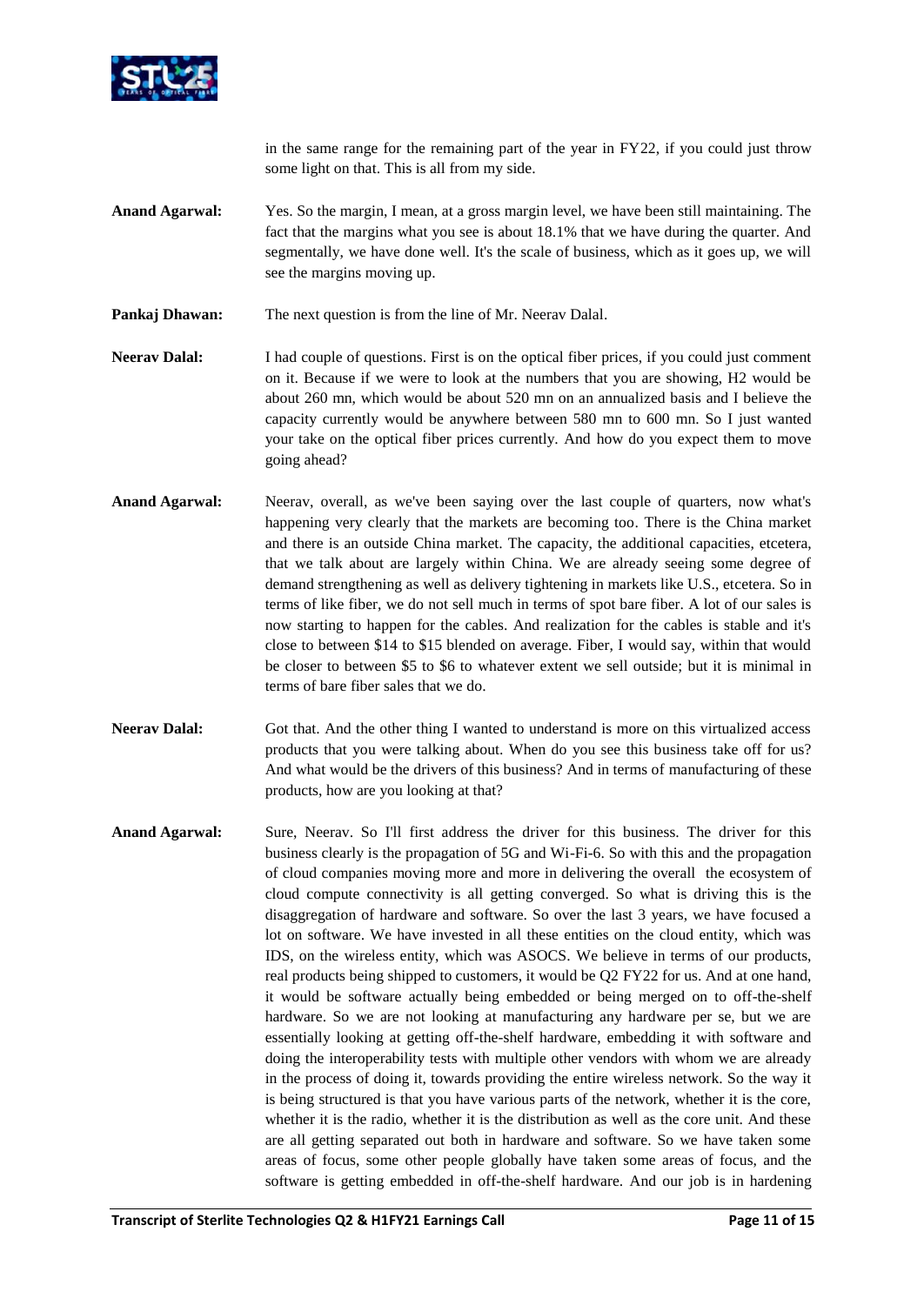in the same range for the remaining part of the year in FY22, if you could just throw some light on that. This is all from my side.

**Anand Agarwal:** Yes. So the margin, I mean, at a gross margin level, we have been still maintaining. The fact that the margins what you see is about 18.1% that we have during the quarter. And segmentally, we have done well. It's the scale of business, which as it goes up, we will see the margins moving up.

**Pankaj Dhawan:** The next question is from the line of Mr. Neerav Dalal.

**Neerav Dalal:** I had couple of questions. First is on the optical fiber prices, if you could just comment on it. Because if we were to look at the numbers that you are showing, H2 would be about 260 mn, which would be about 520 mn on an annualized basis and I believe the capacity currently would be anywhere between 580 mn to 600 mn. So I just wanted your take on the optical fiber prices currently. And how do you expect them to move going ahead?

**Anand Agarwal:** Neerav, overall, as we've been saying over the last couple of quarters, now what's happening very clearly that the markets are becoming too. There is the China market and there is an outside China market. The capacity, the additional capacities, etcetera, that we talk about are largely within China. We are already seeing some degree of demand strengthening as well as delivery tightening in markets like U.S., etcetera. So in terms of like fiber, we do not sell much in terms of spot bare fiber. A lot of our sales is now starting to happen for the cables. And realization for the cables is stable and it's close to between $14 to $15 blended on average. Fiber, I would say, within that would be closer to between $5 to $6 to whatever extent we sell outside; but it is minimal in terms of bare fiber sales that we do.

**Neerav Dalal:** Got that. And the other thing I wanted to understand is more on this virtualized access products that you were talking about. When do you see this business take off for us? And what would be the drivers of this business? And in terms of manufacturing of these products, how are you looking at that?

**Anand Agarwal:** Sure, Neerav. So I'll first address the driver for this business. The driver for this business clearly is the propagation of 5G and Wi-Fi-6. So with this and the propagation of cloud companies moving more and more in delivering the overall the ecosystem of cloud compute connectivity is all getting converged. So what is driving this is the disaggregation of hardware and software. So over the last 3 years, we have focused a lot on software. We have invested in all these entities on the cloud entity, which was IDS, on the wireless entity, which was ASOCS. We believe in terms of our products, real products being shipped to customers, it would be Q2 FY22 for us. And at one hand, it would be software actually being embedded or being merged on to off-the-shelf hardware. So we are not looking at manufacturing any hardware per se, but we are essentially looking at getting off-the-shelf hardware, embedding it with software and doing the interoperability tests with multiple other vendors with whom we are already in the process of doing it, towards providing the entire wireless network. So the way it is being structured is that you have various parts of the network, whether it is the core, whether it is the radio, whether it is the distribution as well as the core unit. And these are all getting separated out both in hardware and software. So we have taken some areas of focus, some other people globally have taken some areas of focus, and the software is getting embedded in off-the-shelf hardware. And our job is in hardening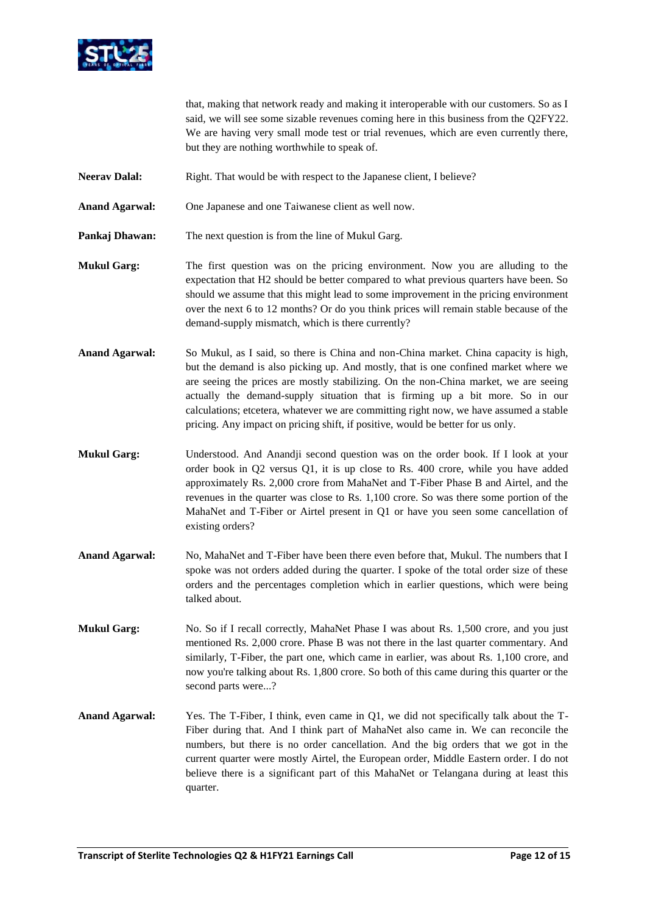that, making that network ready and making it interoperable with our customers. So as I said, we will see some sizable revenues coming here in this business from the Q2FY22. We are having very small mode test or trial revenues, which are even currently there, but they are nothing worthwhile to speak of.

**Neerav Dalal:** Right. That would be with respect to the Japanese client, I believe?

**Anand Agarwal:** One Japanese and one Taiwanese client as well now.

**Pankaj Dhawan:** The next question is from the line of Mukul Garg.

**Mukul Garg:** The first question was on the pricing environment. Now you are alluding to the expectation that H2 should be better compared to what previous quarters have been. So should we assume that this might lead to some improvement in the pricing environment over the next 6 to 12 months? Or do you think prices will remain stable because of the demand-supply mismatch, which is there currently?

**Anand Agarwal:** So Mukul, as I said, so there is China and non-China market. China capacity is high, but the demand is also picking up. And mostly, that is one confined market where we are seeing the prices are mostly stabilizing. On the non-China market, we are seeing actually the demand-supply situation that is firming up a bit more. So in our calculations; etcetera, whatever we are committing right now, we have assumed a stable pricing. Any impact on pricing shift, if positive, would be better for us only.

**Mukul Garg:** Understood. And Anandji second question was on the order book. If I look at your order book in Q2 versus Q1, it is up close to Rs. 400 crore, while you have added approximately Rs. 2,000 crore from MahaNet and T-Fiber Phase B and Airtel, and the revenues in the quarter was close to Rs. 1,100 crore. So was there some portion of the MahaNet and T-Fiber or Airtel present in Q1 or have you seen some cancellation of existing orders?

**Anand Agarwal:** No, MahaNet and T-Fiber have been there even before that, Mukul. The numbers that I spoke was not orders added during the quarter. I spoke of the total order size of these orders and the percentages completion which in earlier questions, which were being talked about.

**Mukul Garg:** No. So if I recall correctly, MahaNet Phase I was about Rs. 1,500 crore, and you just mentioned Rs. 2,000 crore. Phase B was not there in the last quarter commentary. And similarly, T-Fiber, the part one, which came in earlier, was about Rs. 1,100 crore, and now you're talking about Rs. 1,800 crore. So both of this came during this quarter or the second parts were...?

**Anand Agarwal:** Yes. The T-Fiber, I think, even came in Q1, we did not specifically talk about the T-Fiber during that. And I think part of MahaNet also came in. We can reconcile the numbers, but there is no order cancellation. And the big orders that we got in the current quarter were mostly Airtel, the European order, Middle Eastern order. I do not believe there is a significant part of this MahaNet or Telangana during at least this quarter.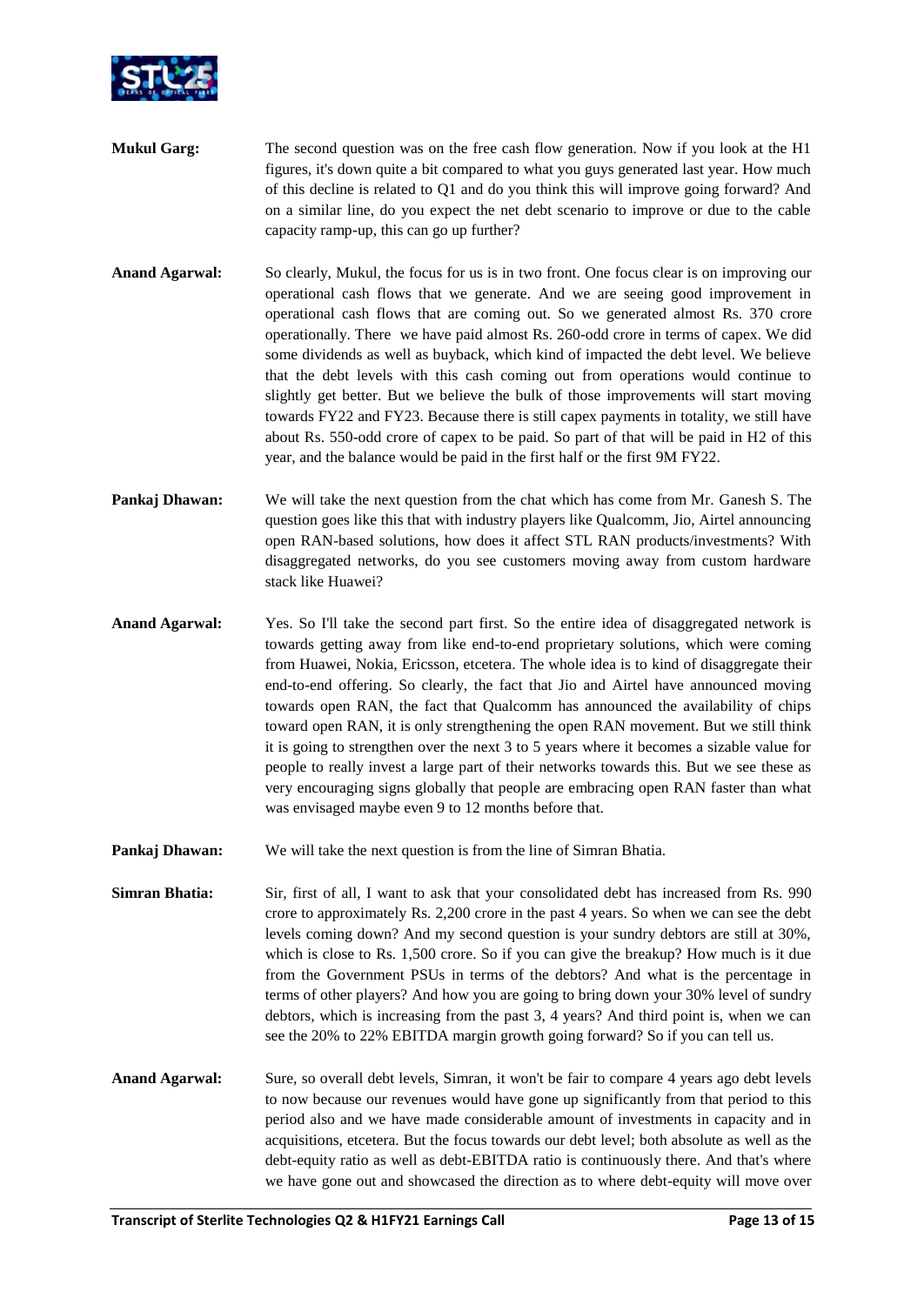**Mukul Garg:** The second question was on the free cash flow generation. Now if you look at the H1 figures, it's down quite a bit compared to what you guys generated last year. How much of this decline is related to Q1 and do you think this will improve going forward? And on a similar line, do you expect the net debt scenario to improve or due to the cable capacity ramp-up, this can go up further?

**Anand Agarwal:** So clearly, Mukul, the focus for us is in two front. One focus clear is on improving our operational cash flows that we generate. And we are seeing good improvement in operational cash flows that are coming out. So we generated almost Rs. 370 crore operationally. There we have paid almost Rs. 260-odd crore in terms of capex. We did some dividends as well as buyback, which kind of impacted the debt level. We believe that the debt levels with this cash coming out from operations would continue to slightly get better. But we believe the bulk of those improvements will start moving towards FY22 and FY23. Because there is still capex payments in totality, we still have about Rs. 550-odd crore of capex to be paid. So part of that will be paid in H2 of this year, and the balance would be paid in the first half or the first 9M FY22.

**Pankaj Dhawan:** We will take the next question from the chat which has come from Mr. Ganesh S. The question goes like this that with industry players like Qualcomm, Jio, Airtel announcing open RAN-based solutions, how does it affect STL RAN products/investments? With disaggregated networks, do you see customers moving away from custom hardware stack like Huawei?

**Anand Agarwal:** Yes. So I'll take the second part first. So the entire idea of disaggregated network is towards getting away from like end-to-end proprietary solutions, which were coming from Huawei, Nokia, Ericsson, etcetera. The whole idea is to kind of disaggregate their end-to-end offering. So clearly, the fact that Jio and Airtel have announced moving towards open RAN, the fact that Qualcomm has announced the availability of chips toward open RAN, it is only strengthening the open RAN movement. But we still think it is going to strengthen over the next 3 to 5 years where it becomes a sizable value for people to really invest a large part of their networks towards this. But we see these as very encouraging signs globally that people are embracing open RAN faster than what was envisaged maybe even 9 to 12 months before that.

**Pankaj Dhawan:** We will take the next question is from the line of Simran Bhatia.

**Simran Bhatia:** Sir, first of all, I want to ask that your consolidated debt has increased from Rs. 990 crore to approximately Rs. 2,200 crore in the past 4 years. So when we can see the debt levels coming down? And my second question is your sundry debtors are still at 30%, which is close to Rs. 1,500 crore. So if you can give the breakup? How much is it due from the Government PSUs in terms of the debtors? And what is the percentage in terms of other players? And how you are going to bring down your 30% level of sundry debtors, which is increasing from the past 3, 4 years? And third point is, when we can see the 20% to 22% EBITDA margin growth going forward? So if you can tell us.

**Anand Agarwal:** Sure, so overall debt levels, Simran, it won't be fair to compare 4 years ago debt levels to now because our revenues would have gone up significantly from that period to this period also and we have made considerable amount of investments in capacity and in acquisitions, etcetera. But the focus towards our debt level; both absolute as well as the debt-equity ratio as well as debt-EBITDA ratio is continuously there. And that's where we have gone out and showcased the direction as to where debt-equity will move over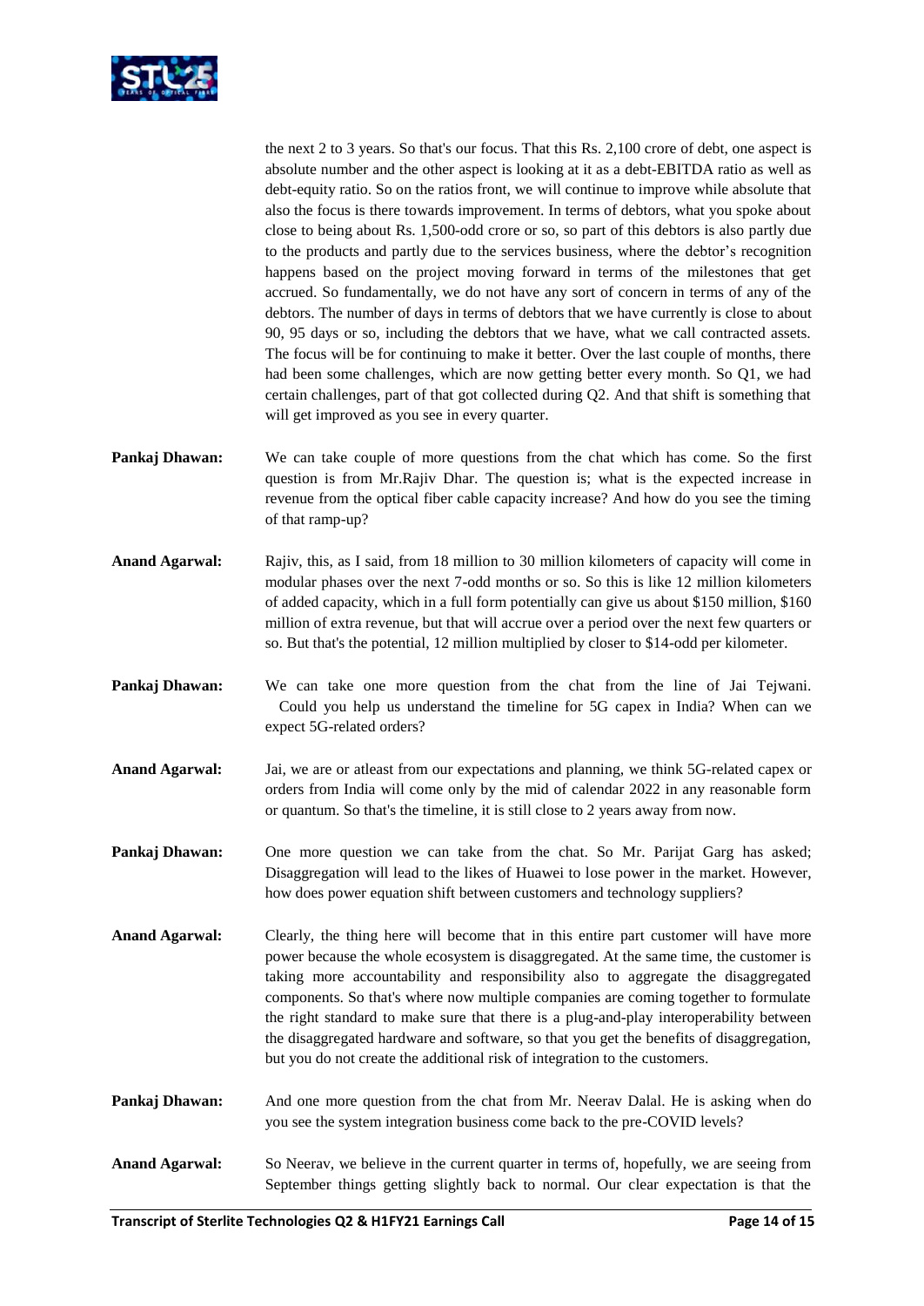the next 2 to 3 years. So that's our focus. That this Rs. 2,100 crore of debt, one aspect is absolute number and the other aspect is looking at it as a debt-EBITDA ratio as well as debt-equity ratio. So on the ratios front, we will continue to improve while absolute that also the focus is there towards improvement. In terms of debtors, what you spoke about close to being about Rs. 1,500-odd crore or so, so part of this debtors is also partly due to the products and partly due to the services business, where the debtor's recognition happens based on the project moving forward in terms of the milestones that get accrued. So fundamentally, we do not have any sort of concern in terms of any of the debtors. The number of days in terms of debtors that we have currently is close to about 90, 95 days or so, including the debtors that we have, what we call contracted assets. The focus will be for continuing to make it better. Over the last couple of months, there had been some challenges, which are now getting better every month. So Q1, we had certain challenges, part of that got collected during Q2. And that shift is something that will get improved as you see in every quarter.

**Pankaj Dhawan:** We can take couple of more questions from the chat which has come. So the first question is from Mr.Rajiv Dhar. The question is; what is the expected increase in revenue from the optical fiber cable capacity increase? And how do you see the timing of that ramp-up?

**Anand Agarwal:** Rajiv, this, as I said, from 18 million to 30 million kilometers of capacity will come in modular phases over the next 7-odd months or so. So this is like 12 million kilometers of added capacity, which in a full form potentially can give us about $150 million, $160 million of extra revenue, but that will accrue over a period over the next few quarters or so. But that's the potential, 12 million multiplied by closer to $14-odd per kilometer.

**Pankaj Dhawan:** We can take one more question from the chat from the line of Jai Tejwani. Could you help us understand the timeline for 5G capex in India? When can we expect 5G-related orders?

**Anand Agarwal:** Jai, we are or atleast from our expectations and planning, we think 5G-related capex or orders from India will come only by the mid of calendar 2022 in any reasonable form or quantum. So that's the timeline, it is still close to 2 years away from now.

**Pankaj Dhawan:** One more question we can take from the chat. So Mr. Parijat Garg has asked; Disaggregation will lead to the likes of Huawei to lose power in the market. However, how does power equation shift between customers and technology suppliers?

**Anand Agarwal:** Clearly, the thing here will become that in this entire part customer will have more power because the whole ecosystem is disaggregated. At the same time, the customer is taking more accountability and responsibility also to aggregate the disaggregated components. So that's where now multiple companies are coming together to formulate the right standard to make sure that there is a plug-and-play interoperability between the disaggregated hardware and software, so that you get the benefits of disaggregation, but you do not create the additional risk of integration to the customers.

**Pankaj Dhawan:** And one more question from the chat from Mr. Neerav Dalal. He is asking when do you see the system integration business come back to the pre-COVID levels?

**Anand Agarwal:** So Neerav, we believe in the current quarter in terms of, hopefully, we are seeing from September things getting slightly back to normal. Our clear expectation is that the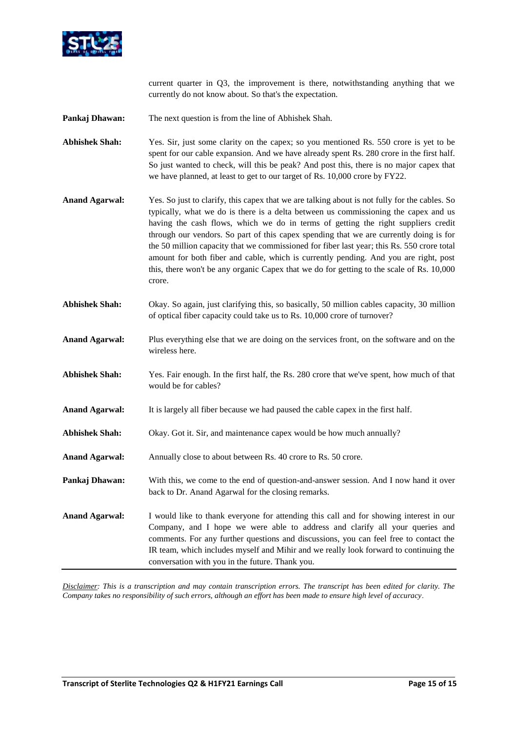current quarter in Q3, the improvement is there, notwithstanding anything that we currently do not know about. So that's the expectation.

**Pankaj Dhawan:** The next question is from the line of Abhishek Shah.

**Abhishek Shah:** Yes. Sir, just some clarity on the capex; so you mentioned Rs. 550 crore is yet to be spent for our cable expansion. And we have already spent Rs. 280 crore in the first half. So just wanted to check, will this be peak? And post this, there is no major capex that we have planned, at least to get to our target of Rs. 10,000 crore by FY22.

**Anand Agarwal:** Yes. So just to clarify, this capex that we are talking about is not fully for the cables. So typically, what we do is there is a delta between us commissioning the capex and us having the cash flows, which we do in terms of getting the right suppliers credit through our vendors. So part of this capex spending that we are currently doing is for the 50 million capacity that we commissioned for fiber last year; this Rs. 550 crore total amount for both fiber and cable, which is currently pending. And you are right, post this, there won't be any organic Capex that we do for getting to the scale of Rs. 10,000 crore.

**Abhishek Shah:** Okay. So again, just clarifying this, so basically, 50 million cables capacity, 30 million of optical fiber capacity could take us to Rs. 10,000 crore of turnover?

**Anand Agarwal:** Plus everything else that we are doing on the services front, on the software and on the wireless here.

**Abhishek Shah:** Yes. Fair enough. In the first half, the Rs. 280 crore that we've spent, how much of that would be for cables?

**Anand Agarwal:** It is largely all fiber because we had paused the cable capex in the first half.

**Abhishek Shah:** Okay. Got it. Sir, and maintenance capex would be how much annually?

**Anand Agarwal:** Annually close to about between Rs. 40 crore to Rs. 50 crore.

**Pankaj Dhawan:** With this, we come to the end of question-and-answer session. And I now hand it over back to Dr. Anand Agarwal for the closing remarks.

**Anand Agarwal:** I would like to thank everyone for attending this call and for showing interest in our Company, and I hope we were able to address and clarify all your queries and comments. For any further questions and discussions, you can feel free to contact the IR team, which includes myself and Mihir and we really look forward to continuing the conversation with you in the future. Thank you.

*Disclaimer: This is a transcription and may contain transcription errors. The transcript has been edited for clarity. The Company takes no responsibility of such errors, although an effort has been made to ensure high level of accuracy.*